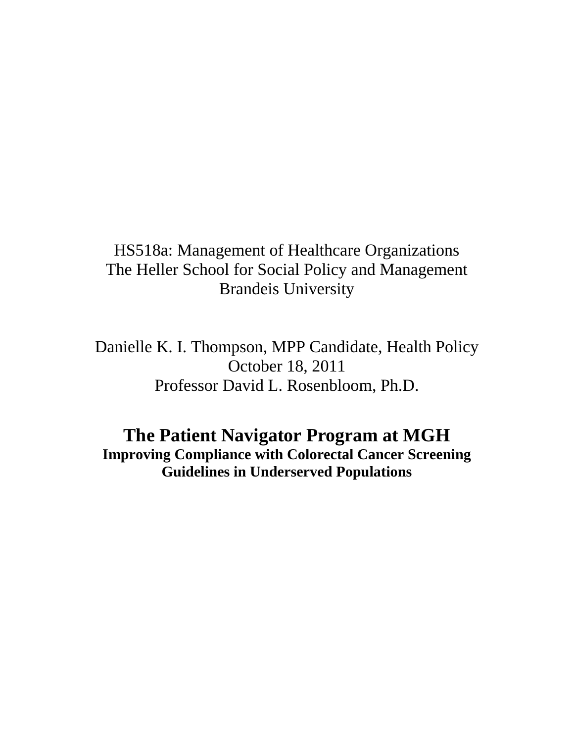HS518a: Management of Healthcare Organizations
The Heller School for Social Policy and Management
Brandeis University

Danielle K. I. Thompson, MPP Candidate, Health Policy
October 18, 2011
Professor David L. Rosenbloom, Ph.D.

# The Patient Navigator Program at MGH

**Improving Compliance with Colorectal Cancer Screening Guidelines in Underserved Populations**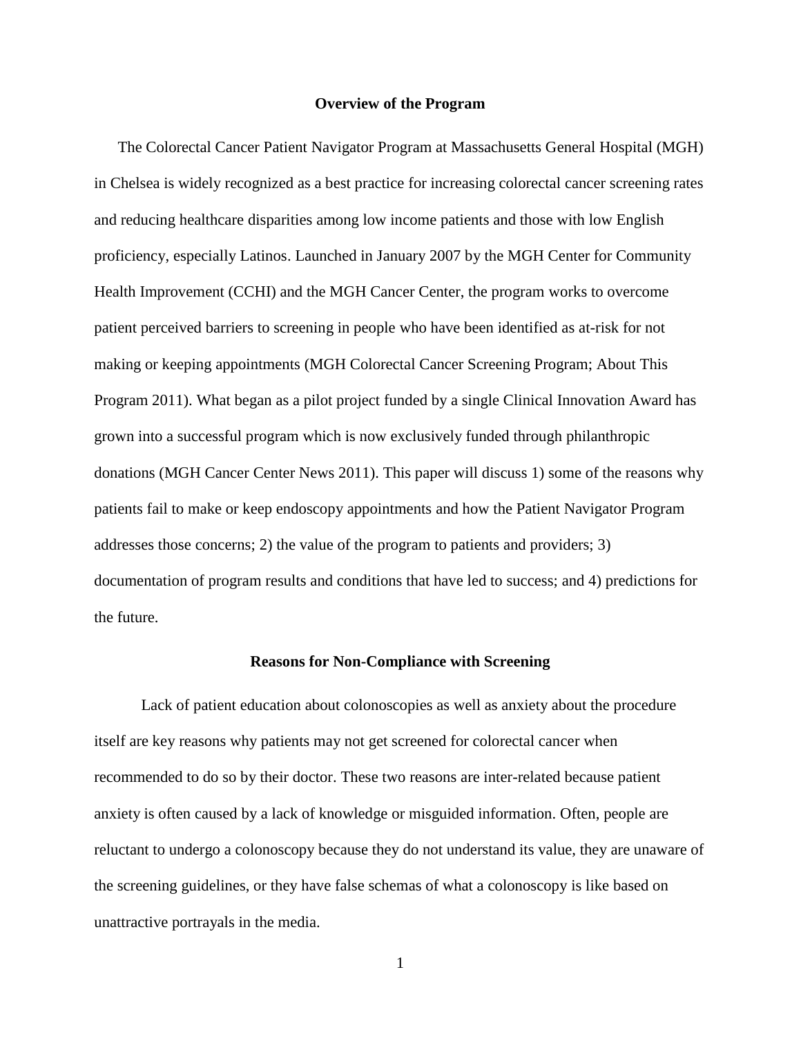## Overview of the Program

The Colorectal Cancer Patient Navigator Program at Massachusetts General Hospital (MGH) in Chelsea is widely recognized as a best practice for increasing colorectal cancer screening rates and reducing healthcare disparities among low income patients and those with low English proficiency, especially Latinos. Launched in January 2007 by the MGH Center for Community Health Improvement (CCHI) and the MGH Cancer Center, the program works to overcome patient perceived barriers to screening in people who have been identified as at-risk for not making or keeping appointments (MGH Colorectal Cancer Screening Program; About This Program 2011). What began as a pilot project funded by a single Clinical Innovation Award has grown into a successful program which is now exclusively funded through philanthropic donations (MGH Cancer Center News 2011). This paper will discuss 1) some of the reasons why patients fail to make or keep endoscopy appointments and how the Patient Navigator Program addresses those concerns; 2) the value of the program to patients and providers; 3) documentation of program results and conditions that have led to success; and 4) predictions for the future.

## Reasons for Non-Compliance with Screening

Lack of patient education about colonoscopies as well as anxiety about the procedure itself are key reasons why patients may not get screened for colorectal cancer when recommended to do so by their doctor. These two reasons are inter-related because patient anxiety is often caused by a lack of knowledge or misguided information. Often, people are reluctant to undergo a colonoscopy because they do not understand its value, they are unaware of the screening guidelines, or they have false schemas of what a colonoscopy is like based on unattractive portrayals in the media.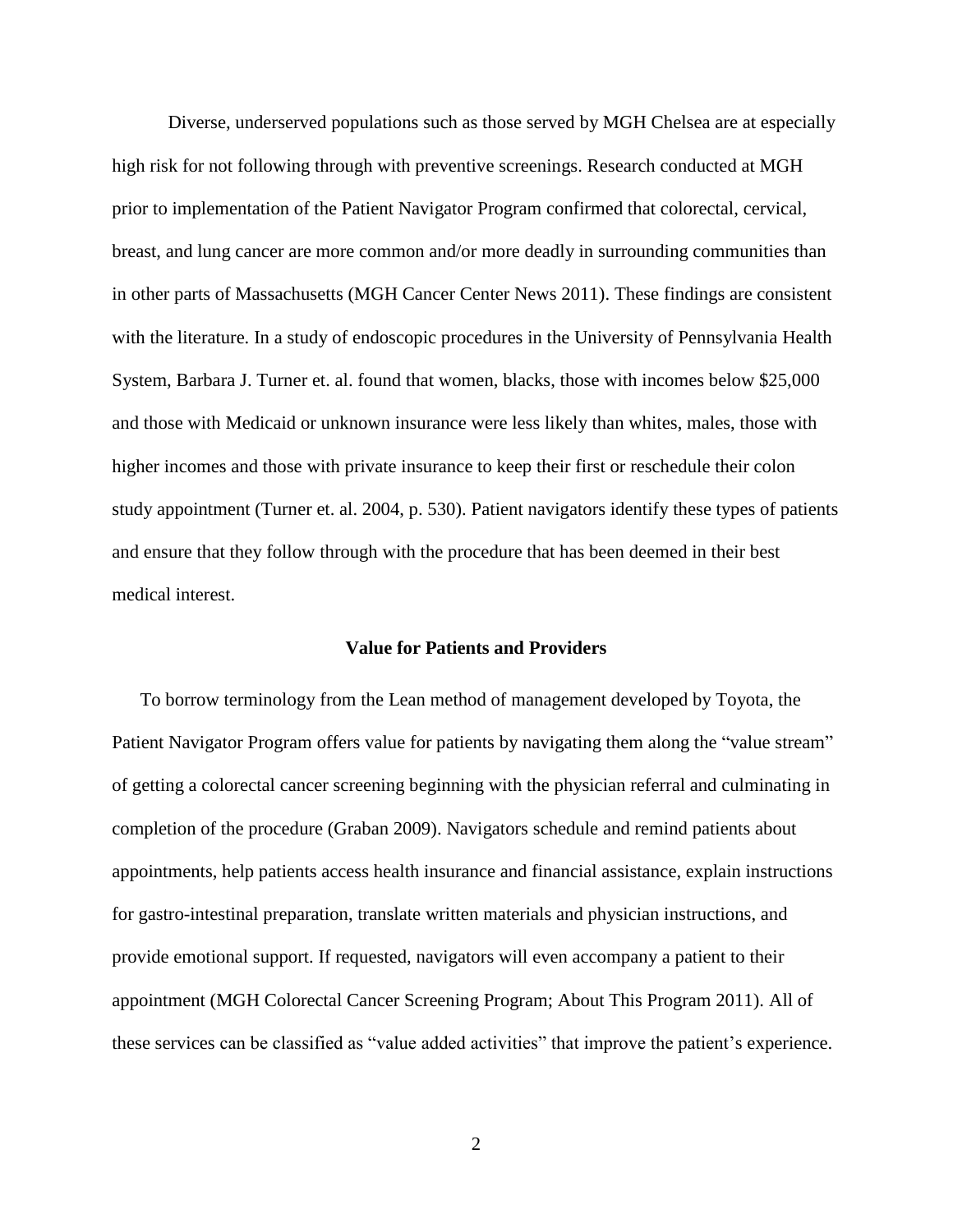Diverse, underserved populations such as those served by MGH Chelsea are at especially high risk for not following through with preventive screenings. Research conducted at MGH prior to implementation of the Patient Navigator Program confirmed that colorectal, cervical, breast, and lung cancer are more common and/or more deadly in surrounding communities than in other parts of Massachusetts (MGH Cancer Center News 2011). These findings are consistent with the literature. In a study of endoscopic procedures in the University of Pennsylvania Health System, Barbara J. Turner et. al. found that women, blacks, those with incomes below $25,000 and those with Medicaid or unknown insurance were less likely than whites, males, those with higher incomes and those with private insurance to keep their first or reschedule their colon study appointment (Turner et. al. 2004, p. 530). Patient navigators identify these types of patients and ensure that they follow through with the procedure that has been deemed in their best medical interest.

## Value for Patients and Providers

To borrow terminology from the Lean method of management developed by Toyota, the Patient Navigator Program offers value for patients by navigating them along the "value stream" of getting a colorectal cancer screening beginning with the physician referral and culminating in completion of the procedure (Graban 2009). Navigators schedule and remind patients about appointments, help patients access health insurance and financial assistance, explain instructions for gastro-intestinal preparation, translate written materials and physician instructions, and provide emotional support. If requested, navigators will even accompany a patient to their appointment (MGH Colorectal Cancer Screening Program; About This Program 2011). All of these services can be classified as "value added activities" that improve the patient's experience.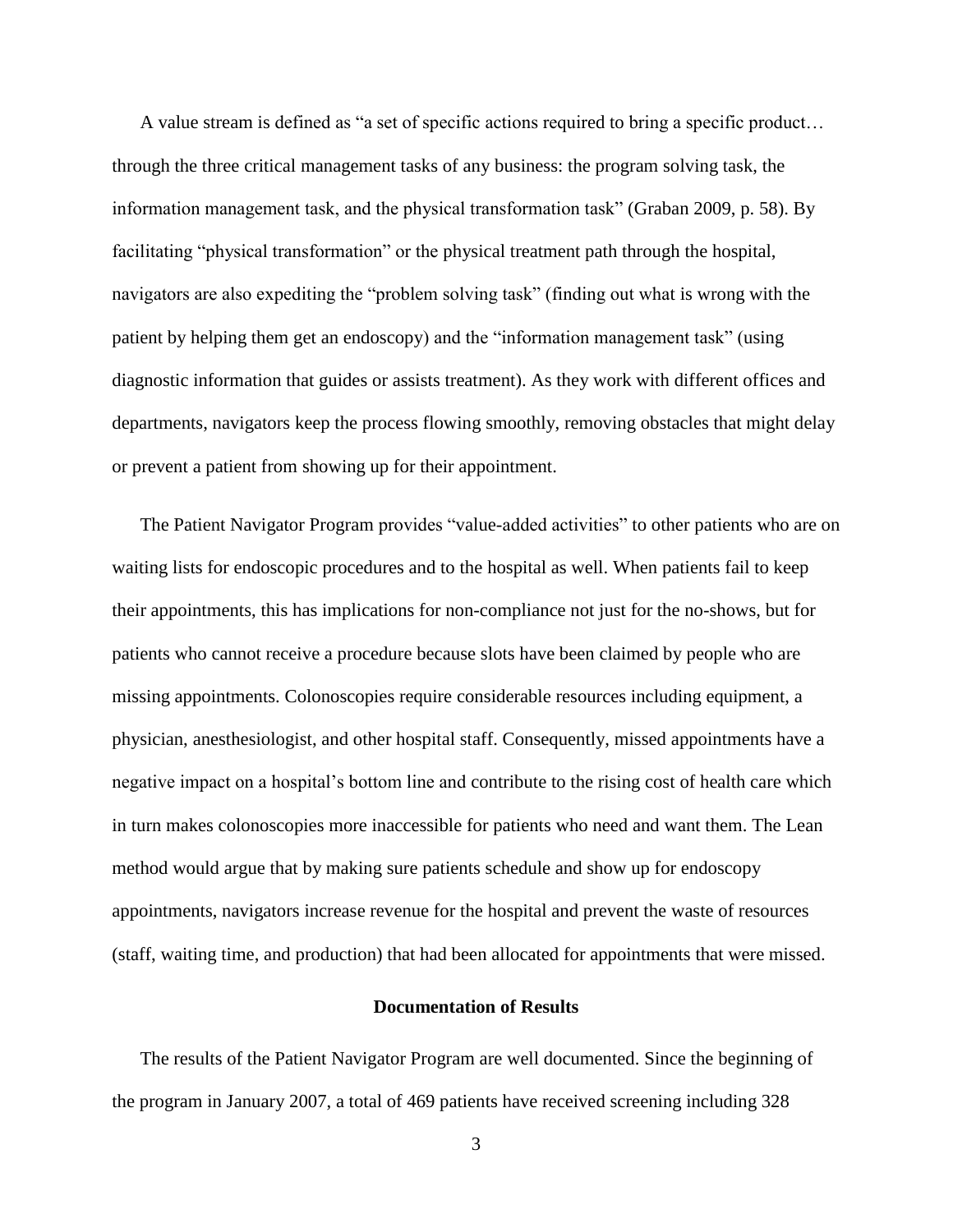A value stream is defined as "a set of specific actions required to bring a specific product… through the three critical management tasks of any business: the program solving task, the information management task, and the physical transformation task" (Graban 2009, p. 58). By facilitating "physical transformation" or the physical treatment path through the hospital, navigators are also expediting the "problem solving task" (finding out what is wrong with the patient by helping them get an endoscopy) and the "information management task" (using diagnostic information that guides or assists treatment). As they work with different offices and departments, navigators keep the process flowing smoothly, removing obstacles that might delay or prevent a patient from showing up for their appointment.

The Patient Navigator Program provides "value-added activities" to other patients who are on waiting lists for endoscopic procedures and to the hospital as well. When patients fail to keep their appointments, this has implications for non-compliance not just for the no-shows, but for patients who cannot receive a procedure because slots have been claimed by people who are missing appointments. Colonoscopies require considerable resources including equipment, a physician, anesthesiologist, and other hospital staff. Consequently, missed appointments have a negative impact on a hospital's bottom line and contribute to the rising cost of health care which in turn makes colonoscopies more inaccessible for patients who need and want them. The Lean method would argue that by making sure patients schedule and show up for endoscopy appointments, navigators increase revenue for the hospital and prevent the waste of resources (staff, waiting time, and production) that had been allocated for appointments that were missed.

## Documentation of Results

The results of the Patient Navigator Program are well documented. Since the beginning of the program in January 2007, a total of 469 patients have received screening including 328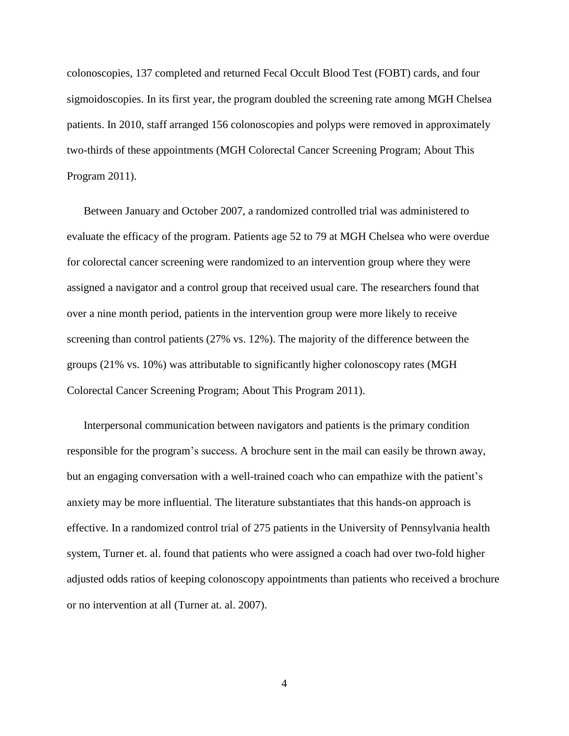colonoscopies, 137 completed and returned Fecal Occult Blood Test (FOBT) cards, and four sigmoidoscopies. In its first year, the program doubled the screening rate among MGH Chelsea patients. In 2010, staff arranged 156 colonoscopies and polyps were removed in approximately two-thirds of these appointments (MGH Colorectal Cancer Screening Program; About This Program 2011).

Between January and October 2007, a randomized controlled trial was administered to evaluate the efficacy of the program. Patients age 52 to 79 at MGH Chelsea who were overdue for colorectal cancer screening were randomized to an intervention group where they were assigned a navigator and a control group that received usual care. The researchers found that over a nine month period, patients in the intervention group were more likely to receive screening than control patients (27% vs. 12%). The majority of the difference between the groups (21% vs. 10%) was attributable to significantly higher colonoscopy rates (MGH Colorectal Cancer Screening Program; About This Program 2011).

Interpersonal communication between navigators and patients is the primary condition responsible for the program's success. A brochure sent in the mail can easily be thrown away, but an engaging conversation with a well-trained coach who can empathize with the patient's anxiety may be more influential. The literature substantiates that this hands-on approach is effective. In a randomized control trial of 275 patients in the University of Pennsylvania health system, Turner et. al. found that patients who were assigned a coach had over two-fold higher adjusted odds ratios of keeping colonoscopy appointments than patients who received a brochure or no intervention at all (Turner at. al. 2007).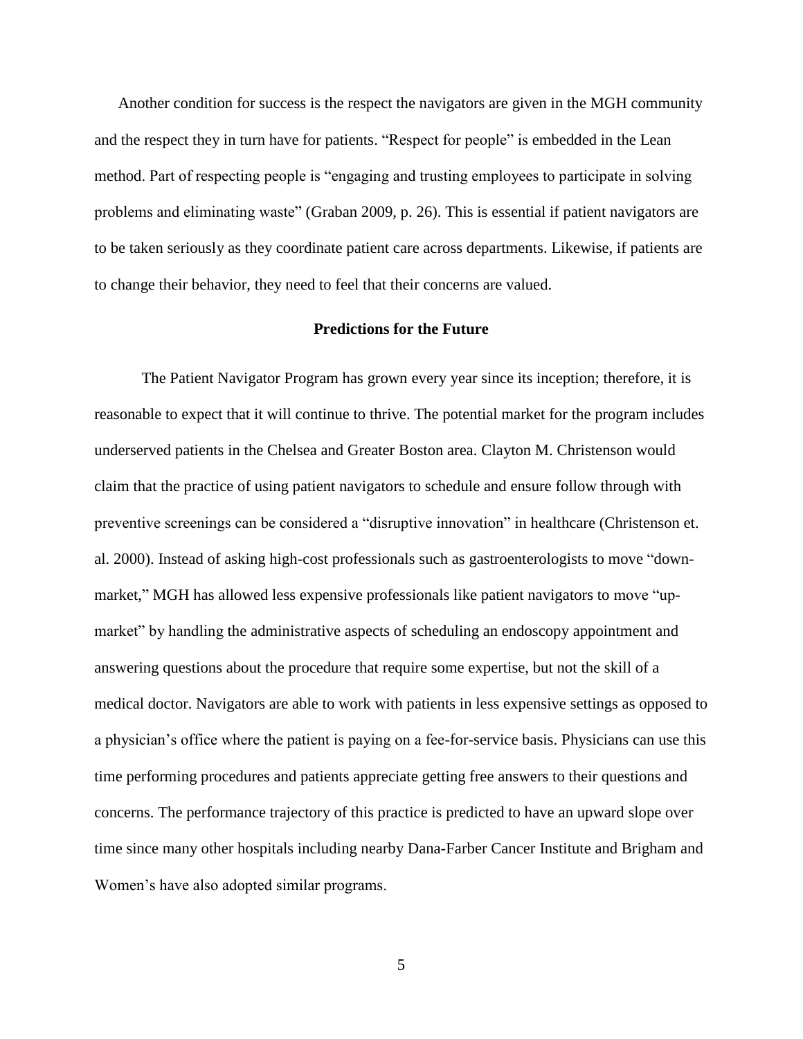Another condition for success is the respect the navigators are given in the MGH community and the respect they in turn have for patients. "Respect for people" is embedded in the Lean method. Part of respecting people is "engaging and trusting employees to participate in solving problems and eliminating waste" (Graban 2009, p. 26). This is essential if patient navigators are to be taken seriously as they coordinate patient care across departments. Likewise, if patients are to change their behavior, they need to feel that their concerns are valued.

## Predictions for the Future

The Patient Navigator Program has grown every year since its inception; therefore, it is reasonable to expect that it will continue to thrive. The potential market for the program includes underserved patients in the Chelsea and Greater Boston area. Clayton M. Christenson would claim that the practice of using patient navigators to schedule and ensure follow through with preventive screenings can be considered a "disruptive innovation" in healthcare (Christenson et. al. 2000). Instead of asking high-cost professionals such as gastroenterologists to move "down-market," MGH has allowed less expensive professionals like patient navigators to move "up-market" by handling the administrative aspects of scheduling an endoscopy appointment and answering questions about the procedure that require some expertise, but not the skill of a medical doctor. Navigators are able to work with patients in less expensive settings as opposed to a physician's office where the patient is paying on a fee-for-service basis. Physicians can use this time performing procedures and patients appreciate getting free answers to their questions and concerns. The performance trajectory of this practice is predicted to have an upward slope over time since many other hospitals including nearby Dana-Farber Cancer Institute and Brigham and Women's have also adopted similar programs.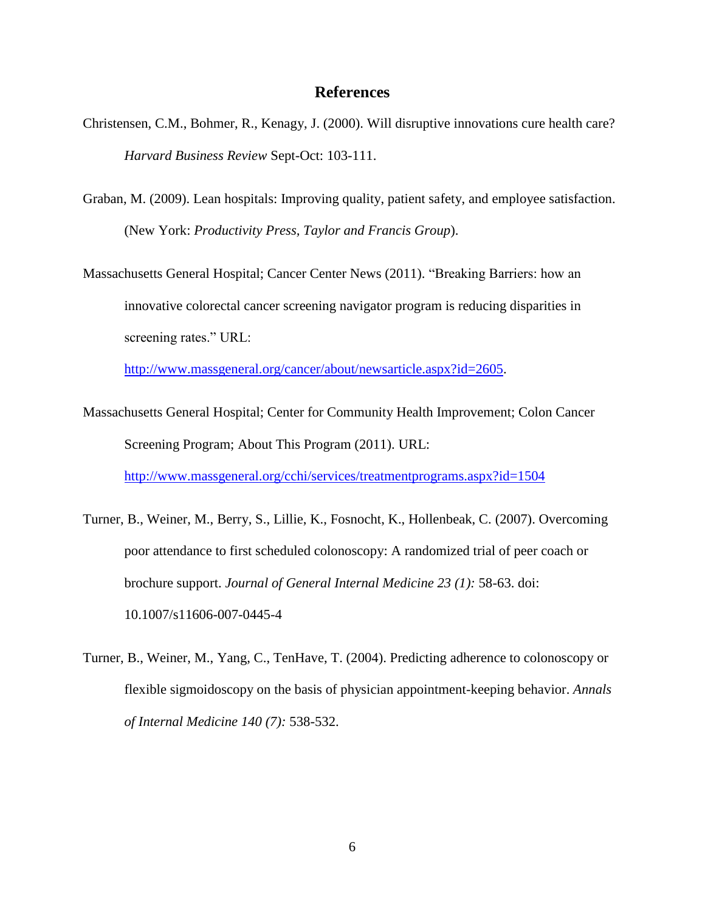# References

Christensen, C.M., Bohmer, R., Kenagy, J. (2000). Will disruptive innovations cure health care? *Harvard Business Review* Sept-Oct: 103-111.

Graban, M. (2009). Lean hospitals: Improving quality, patient safety, and employee satisfaction. (New York: *Productivity Press, Taylor and Francis Group*).

Massachusetts General Hospital; Cancer Center News (2011). "Breaking Barriers: how an innovative colorectal cancer screening navigator program is reducing disparities in screening rates." URL: [http://www.massgeneral.org/cancer/about/newsarticle.aspx?id=2605](http://www.massgeneral.org/cancer/about/newsarticle.aspx?id=2605).

Massachusetts General Hospital; Center for Community Health Improvement; Colon Cancer Screening Program; About This Program (2011). URL: [http://www.massgeneral.org/cchi/services/treatmentprograms.aspx?id=1504](http://www.massgeneral.org/cchi/services/treatmentprograms.aspx?id=1504)

Turner, B., Weiner, M., Berry, S., Lillie, K., Fosnocht, K., Hollenbeak, C. (2007). Overcoming poor attendance to first scheduled colonoscopy: A randomized trial of peer coach or brochure support. *Journal of General Internal Medicine 23 (1):* 58-63. doi: 10.1007/s11606-007-0445-4

Turner, B., Weiner, M., Yang, C., TenHave, T. (2004). Predicting adherence to colonoscopy or flexible sigmoidoscopy on the basis of physician appointment-keeping behavior. *Annals of Internal Medicine 140 (7):* 538-532.